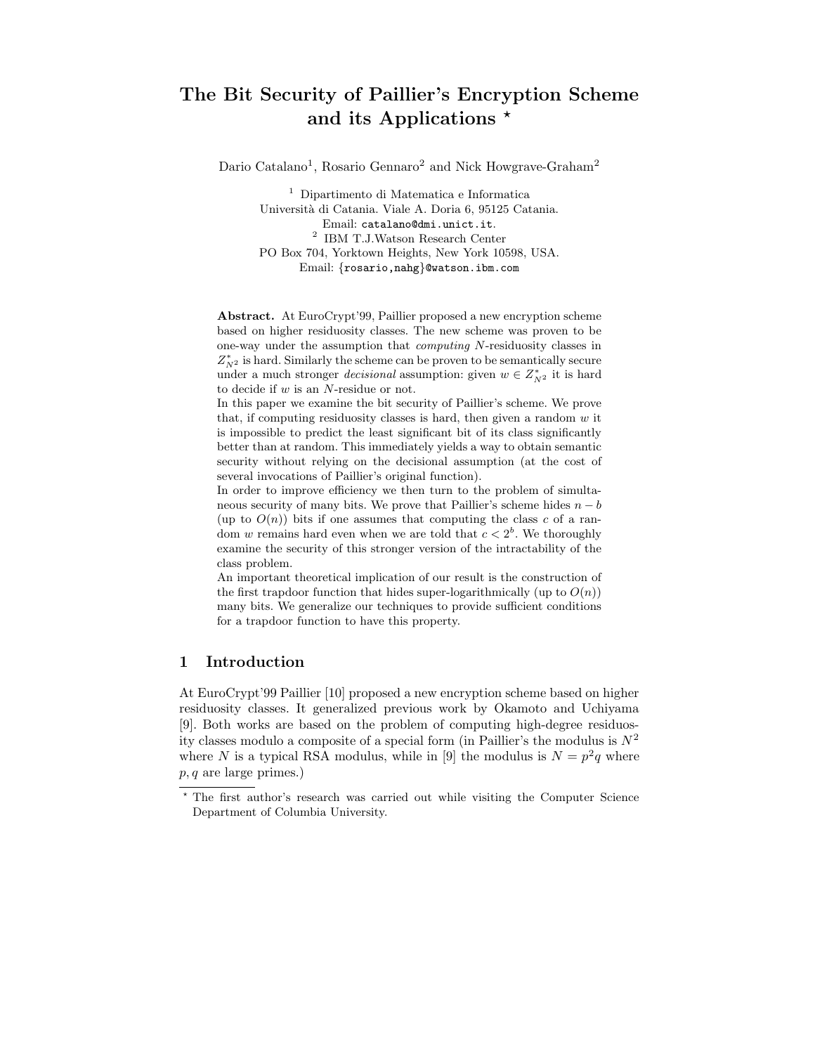# The Bit Security of Paillier's Encryption Scheme and its Applications *

Dario Catalano[1], Rosario Gennaro[2] and Nick Howgrave-Graham[2]

[1] Dipartimento di Matematica e Informatica
Università di Catania. Viale A. Doria 6, 95125 Catania.
Email: catalano@dmi.unict.it.

[2] IBM T.J.Watson Research Center
PO Box 704, Yorktown Heights, New York 10598, USA.
Email: {rosario,nahg}@watson.ibm.com

**Abstract.** At EuroCrypt'99, Paillier proposed a new encryption scheme based on higher residuosity classes. The new scheme was proven to be one-way under the assumption that *computing* $N$-residuosity classes in $Z^*_{N^2}$ is hard. Similarly the scheme can be proven to be semantically secure under a much stronger *decisional* assumption: given $w \in Z^*_{N^2}$ it is hard to decide if $w$ is an $N$-residue or not.

In this paper we examine the bit security of Paillier's scheme. We prove that, if computing residuosity classes is hard, then given a random $w$ it is impossible to predict the least significant bit of its class significantly better than at random. This immediately yields a way to obtain semantic security without relying on the decisional assumption (at the cost of several invocations of Paillier's original function).

In order to improve efficiency we then turn to the problem of simultaneous security of many bits. We prove that Paillier's scheme hides $n - b$ (up to $O(n)$) bits if one assumes that computing the class $c$ of a random $w$ remains hard even when we are told that $c < 2^b$. We thoroughly examine the security of this stronger version of the intractability of the class problem.

An important theoretical implication of our result is the construction of the first trapdoor function that hides super-logarithmically (up to $O(n)$) many bits. We generalize our techniques to provide sufficient conditions for a trapdoor function to have this property.

## 1 Introduction

At EuroCrypt'99 Paillier [10] proposed a new encryption scheme based on higher residuosity classes. It generalized previous work by Okamoto and Uchiyama [9]. Both works are based on the problem of computing high-degree residuosity classes modulo a composite of a special form (in Paillier's the modulus is $N^2$ where $N$ is a typical RSA modulus, while in [9] the modulus is $N = p^2q$ where $p, q$ are large primes.)

* The first author's research was carried out while visiting the Computer Science Department of Columbia University.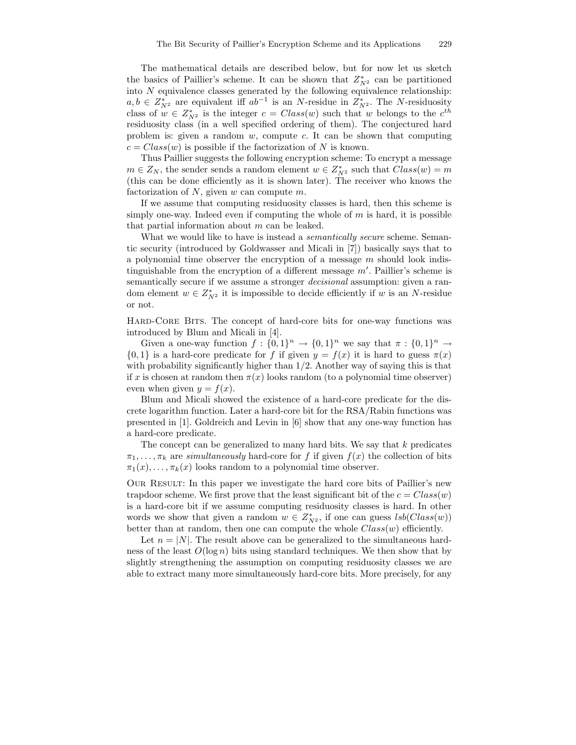The mathematical details are described below, but for now let us sketch the basics of Paillier's scheme. It can be shown that $Z_{N^2}^*$ can be partitioned into $N$ equivalence classes generated by the following equivalence relationship: $a, b \in Z_{N^2}^*$ are equivalent iff $ab^{-1}$ is an $N$-residue in $Z_{N^2}^*$. The $N$-residuosity class of $w \in Z_{N^2}^*$ is the integer $c = Class(w)$ such that $w$ belongs to the $c^{th}$ residuosity class (in a well specified ordering of them). The conjectured hard problem is: given a random $w$, compute $c$. It can be shown that computing $c = Class(w)$ is possible if the factorization of $N$ is known.

Thus Paillier suggests the following encryption scheme: To encrypt a message $m \in Z_N$, the sender sends a random element $w \in Z_{N^2}^*$ such that $Class(w) = m$ (this can be done efficiently as it is shown later). The receiver who knows the factorization of $N$, given $w$ can compute $m$.

If we assume that computing residuosity classes is hard, then this scheme is simply one-way. Indeed even if computing the whole of $m$ is hard, it is possible that partial information about $m$ can be leaked.

What we would like to have is instead a *semantically secure* scheme. Semantic security (introduced by Goldwasser and Micali in [7]) basically says that to a polynomial time observer the encryption of a message $m$ should look indistinguishable from the encryption of a different message $m'$. Paillier's scheme is semantically secure if we assume a stronger *decisional* assumption: given a random element $w \in Z_{N^2}^*$ it is impossible to decide efficiently if $w$ is an $N$-residue or not.

**Hard-Core Bits.** The concept of hard-core bits for one-way functions was introduced by Blum and Micali in [4].

Given a one-way function $f : \{0,1\}^n \rightarrow \{0,1\}^n$ we say that $\pi : \{0,1\}^n \rightarrow \{0,1\}$ is a hard-core predicate for $f$ if given $y = f(x)$ it is hard to guess $\pi(x)$ with probability significantly higher than $1/2$. Another way of saying this is that if $x$ is chosen at random then $\pi(x)$ looks random (to a polynomial time observer) even when given $y = f(x)$.

Blum and Micali showed the existence of a hard-core predicate for the discrete logarithm function. Later a hard-core bit for the RSA/Rabin functions was presented in [1]. Goldreich and Levin in [6] show that any one-way function has a hard-core predicate.

The concept can be generalized to many hard bits. We say that $k$ predicates $\pi_1, \ldots, \pi_k$ are *simultaneously* hard-core for $f$ if given $f(x)$ the collection of bits $\pi_1(x), \ldots, \pi_k(x)$ looks random to a polynomial time observer.

**Our Result:** In this paper we investigate the hard core bits of Paillier's new trapdoor scheme. We first prove that the least significant bit of the $c = Class(w)$ is a hard-core bit if we assume computing residuosity classes is hard. In other words we show that given a random $w \in Z_{N^2}^*$, if one can guess $lsb(Class(w))$ better than at random, then one can compute the whole $Class(w)$ efficiently.

Let $n = |N|$. The result above can be generalized to the simultaneous hardness of the least $O(\log n)$ bits using standard techniques. We then show that by slightly strengthening the assumption on computing residuosity classes we are able to extract many more simultaneously hard-core bits. More precisely, for any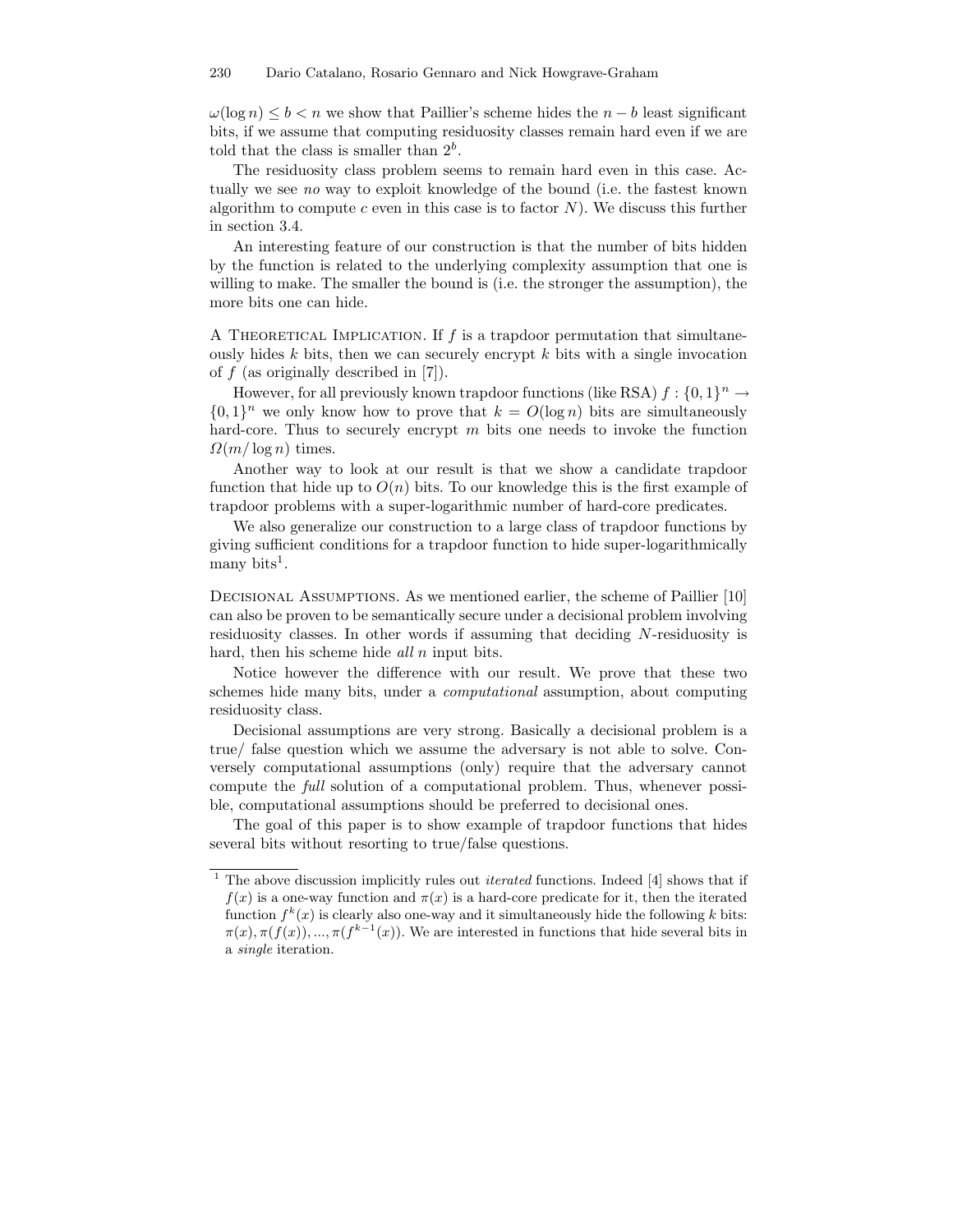$\omega(\log n) \leq b < n$ we show that Paillier's scheme hides the $n - b$ least significant bits, if we assume that computing residuosity classes remain hard even if we are told that the class is smaller than $2^b$.

The residuosity class problem seems to remain hard even in this case. Actually we see *no* way to exploit knowledge of the bound (i.e. the fastest known algorithm to compute $c$ even in this case is to factor $N$). We discuss this further in section 3.4.

An interesting feature of our construction is that the number of bits hidden by the function is related to the underlying complexity assumption that one is willing to make. The smaller the bound is (i.e. the stronger the assumption), the more bits one can hide.

A Theoretical Implication. If $f$ is a trapdoor permutation that simultaneously hides $k$ bits, then we can securely encrypt $k$ bits with a single invocation of $f$ (as originally described in [7]).

However, for all previously known trapdoor functions (like RSA) $f : \{0,1\}^n \rightarrow \{0,1\}^n$ we only know how to prove that $k = O(\log n)$ bits are simultaneously hard-core. Thus to securely encrypt $m$ bits one needs to invoke the function $\Omega(m/\log n)$ times.

Another way to look at our result is that we show a candidate trapdoor function that hide up to $O(n)$ bits. To our knowledge this is the first example of trapdoor problems with a super-logarithmic number of hard-core predicates.

We also generalize our construction to a large class of trapdoor functions by giving sufficient conditions for a trapdoor function to hide super-logarithmically many bits[1].

Decisional Assumptions. As we mentioned earlier, the scheme of Paillier [10] can also be proven to be semantically secure under a decisional problem involving residuosity classes. In other words if assuming that deciding $N$-residuosity is hard, then his scheme hide *all* $n$ input bits.

Notice however the difference with our result. We prove that these two schemes hide many bits, under a *computational* assumption, about computing residuosity class.

Decisional assumptions are very strong. Basically a decisional problem is a true/ false question which we assume the adversary is not able to solve. Conversely computational assumptions (only) require that the adversary cannot compute the *full* solution of a computational problem. Thus, whenever possible, computational assumptions should be preferred to decisional ones.

The goal of this paper is to show example of trapdoor functions that hides several bits without resorting to true/false questions.

[1] The above discussion implicitly rules out *iterated* functions. Indeed [4] shows that if $f(x)$ is a one-way function and $\pi(x)$ is a hard-core predicate for it, then the iterated function $f^k(x)$ is clearly also one-way and it simultaneously hide the following $k$ bits: $\pi(x), \pi(f(x)), ..., \pi(f^{k-1}(x))$. We are interested in functions that hide several bits in a *single* iteration.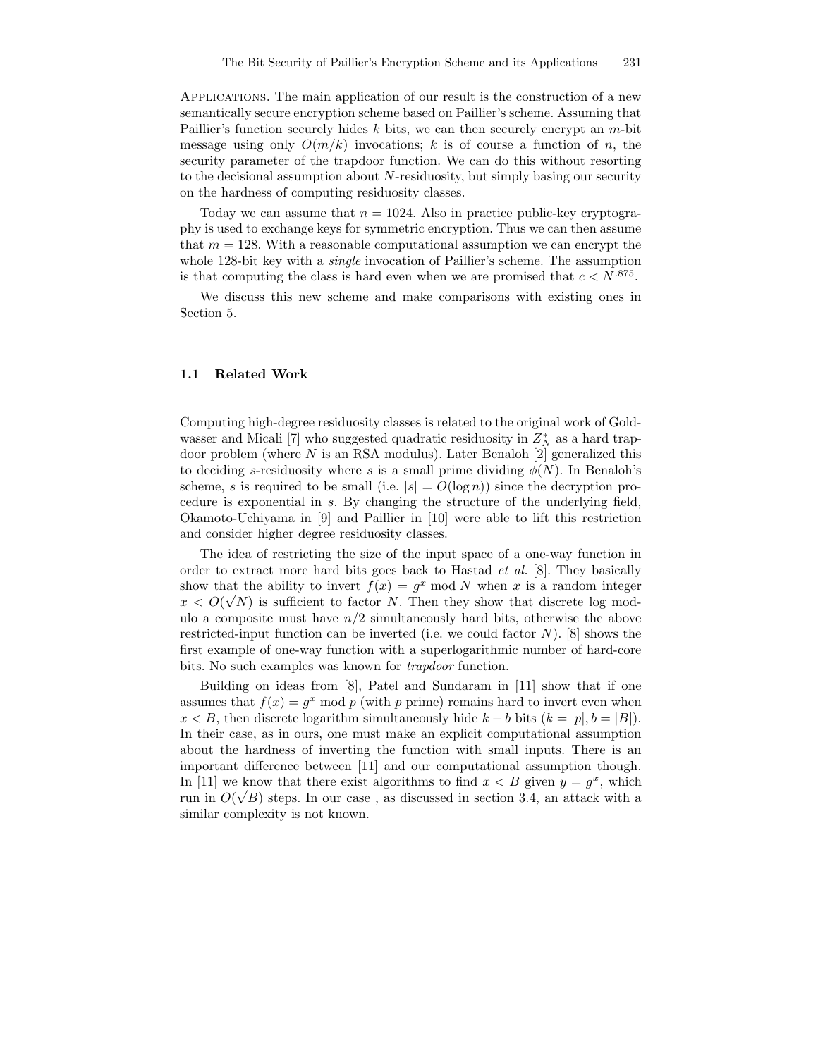**Applications.** The main application of our result is the construction of a new semantically secure encryption scheme based on Paillier's scheme. Assuming that Paillier's function securely hides $k$ bits, we can then securely encrypt an $m$-bit message using only $O(m/k)$ invocations; $k$ is of course a function of $n$, the security parameter of the trapdoor function. We can do this without resorting to the decisional assumption about $N$-residuosity, but simply basing our security on the hardness of computing residuosity classes.

Today we can assume that $n = 1024$. Also in practice public-key cryptography is used to exchange keys for symmetric encryption. Thus we can then assume that $m = 128$. With a reasonable computational assumption we can encrypt the whole 128-bit key with a *single* invocation of Paillier's scheme. The assumption is that computing the class is hard even when we are promised that $c < N^{.875}$.

We discuss this new scheme and make comparisons with existing ones in Section 5.

### 1.1 Related Work

Computing high-degree residuosity classes is related to the original work of Goldwasser and Micali [7] who suggested quadratic residuosity in $Z_N^*$ as a hard trapdoor problem (where $N$ is an RSA modulus). Later Benaloh [2] generalized this to deciding $s$-residuosity where $s$ is a small prime dividing $\phi(N)$. In Benaloh's scheme, $s$ is required to be small (i.e. $|s| = O(\log n)$) since the decryption procedure is exponential in $s$. By changing the structure of the underlying field, Okamoto-Uchiyama in [9] and Paillier in [10] were able to lift this restriction and consider higher degree residuosity classes.

The idea of restricting the size of the input space of a one-way function in order to extract more hard bits goes back to Hastad *et al.* [8]. They basically show that the ability to invert $f(x) = g^x \bmod N$ when $x$ is a random integer $x < O(\sqrt{N})$ is sufficient to factor $N$. Then they show that discrete log modulo a composite must have $n/2$ simultaneously hard bits, otherwise the above restricted-input function can be inverted (i.e. we could factor $N$). [8] shows the first example of one-way function with a superlogarithmic number of hard-core bits. No such examples was known for *trapdoor* function.

Building on ideas from [8], Patel and Sundaram in [11] show that if one assumes that $f(x) = g^x \bmod p$ (with $p$ prime) remains hard to invert even when $x < B$, then discrete logarithm simultaneously hide $k - b$ bits ($k = |p|, b = |B|$). In their case, as in ours, one must make an explicit computational assumption about the hardness of inverting the function with small inputs. There is an important difference between [11] and our computational assumption though. In [11] we know that there exist algorithms to find $x < B$ given $y = g^x$, which run in $O(\sqrt{B})$ steps. In our case , as discussed in section 3.4, an attack with a similar complexity is not known.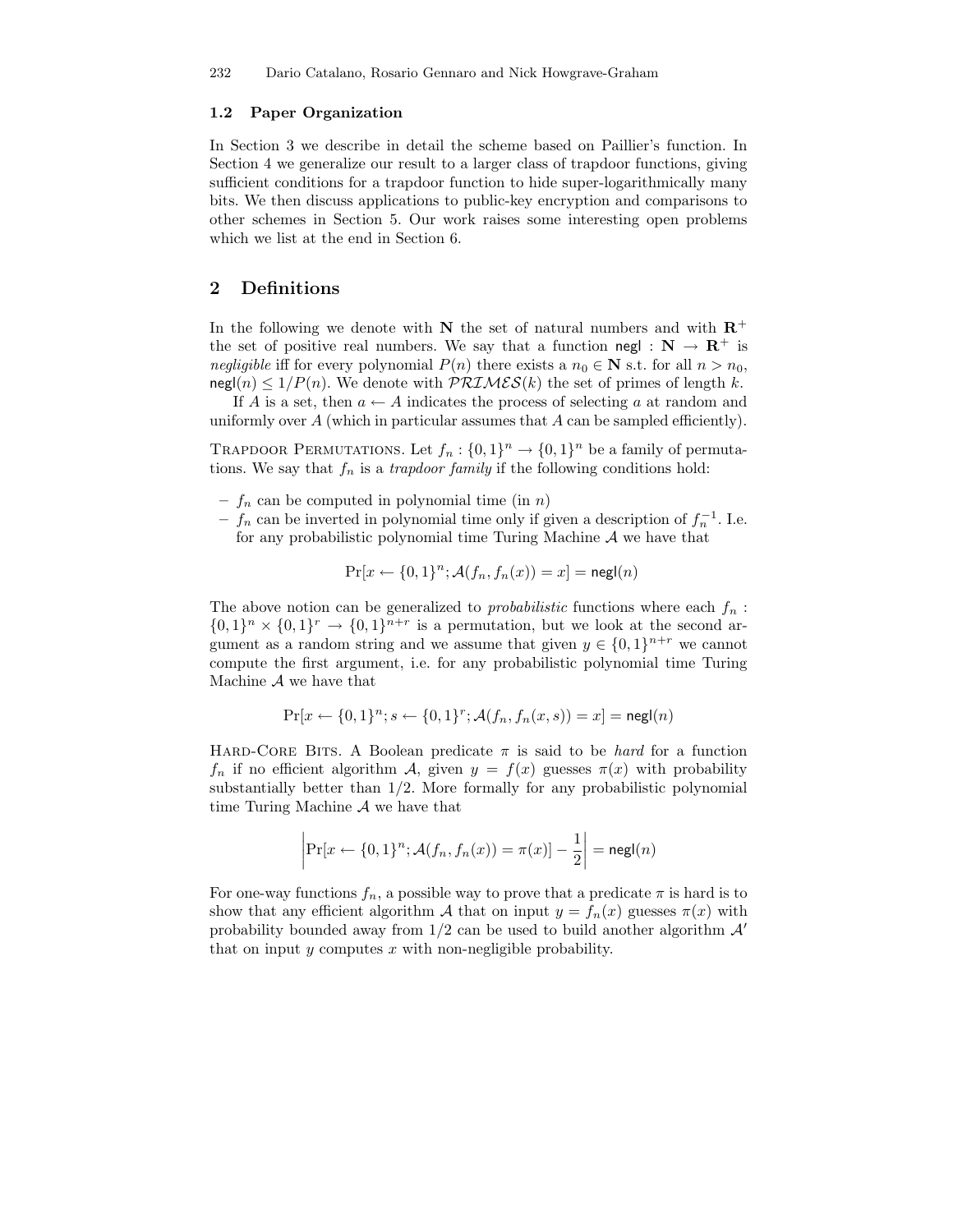### 1.2 Paper Organization

In Section 3 we describe in detail the scheme based on Paillier's function. In Section 4 we generalize our result to a larger class of trapdoor functions, giving sufficient conditions for a trapdoor function to hide super-logarithmically many bits. We then discuss applications to public-key encryption and comparisons to other schemes in Section 5. Our work raises some interesting open problems which we list at the end in Section 6.

## 2 Definitions

In the following we denote with $\mathbf{N}$ the set of natural numbers and with $\mathbf{R}^+$ the set of positive real numbers. We say that a function $\mathsf{negl} : \mathbf{N} \to \mathbf{R}^+$ is *negligible* iff for every polynomial $P(n)$ there exists a $n_0 \in \mathbf{N}$ s.t. for all $n > n_0$, $\mathsf{negl}(n) \leq 1/P(n)$. We denote with $\mathcal{PRIMES}(k)$ the set of primes of length $k$.

If $A$ is a set, then $a \leftarrow A$ indicates the process of selecting $a$ at random and uniformly over $A$ (which in particular assumes that $A$ can be sampled efficiently).

Trapdoor Permutations. Let $f_n : \{0,1\}^n \to \{0,1\}^n$ be a family of permutations. We say that $f_n$ is a *trapdoor family* if the following conditions hold:

- $f_n$ can be computed in polynomial time (in $n$)
- $f_n$ can be inverted in polynomial time only if given a description of $f_n^{-1}$. I.e. for any probabilistic polynomial time Turing Machine $\mathcal{A}$ we have that

$$\Pr[x \leftarrow \{0,1\}^n; \mathcal{A}(f_n, f_n(x)) = x] = \mathsf{negl}(n)$$

The above notion can be generalized to *probabilistic* functions where each $f_n : \{0,1\}^n \times \{0,1\}^r \to \{0,1\}^{n+r}$ is a permutation, but we look at the second argument as a random string and we assume that given $y \in \{0,1\}^{n+r}$ we cannot compute the first argument, i.e. for any probabilistic polynomial time Turing Machine $\mathcal{A}$ we have that

$$\Pr[x \leftarrow \{0,1\}^n; s \leftarrow \{0,1\}^r; \mathcal{A}(f_n, f_n(x,s)) = x] = \mathsf{negl}(n)$$

Hard-Core Bits. A Boolean predicate $\pi$ is said to be *hard* for a function $f_n$ if no efficient algorithm $\mathcal{A}$, given $y = f(x)$ guesses $\pi(x)$ with probability substantially better than $1/2$. More formally for any probabilistic polynomial time Turing Machine $\mathcal{A}$ we have that

$$\left| \Pr[x \leftarrow \{0,1\}^n; \mathcal{A}(f_n, f_n(x)) = \pi(x)] - \frac{1}{2} \right| = \mathsf{negl}(n)$$

For one-way functions $f_n$, a possible way to prove that a predicate $\pi$ is hard is to show that any efficient algorithm $\mathcal{A}$ that on input $y = f_n(x)$ guesses $\pi(x)$ with probability bounded away from $1/2$ can be used to build another algorithm $\mathcal{A}'$ that on input $y$ computes $x$ with non-negligible probability.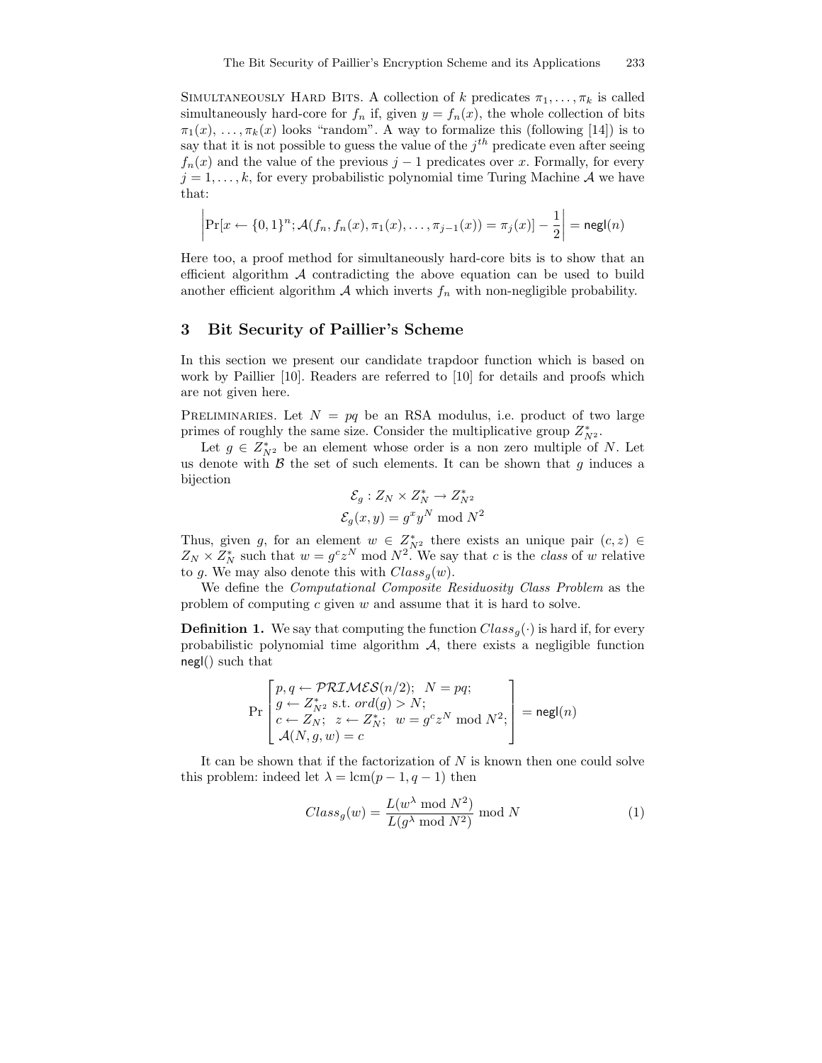Simultaneously Hard Bits. A collection of $k$ predicates $\pi_1, \ldots, \pi_k$ is called simultaneously hard-core for $f_n$ if, given $y = f_n(x)$, the whole collection of bits $\pi_1(x), \ldots, \pi_k(x)$ looks "random". A way to formalize this (following [14]) is to say that it is not possible to guess the value of the $j^{th}$ predicate even after seeing $f_n(x)$ and the value of the previous $j-1$ predicates over $x$. Formally, for every $j = 1, \ldots, k$, for every probabilistic polynomial time Turing Machine $\mathcal{A}$ we have that:

$$\left| \Pr[x \leftarrow \{0,1\}^n; \mathcal{A}(f_n, f_n(x), \pi_1(x), \ldots, \pi_{j-1}(x)) = \pi_j(x)] - \frac{1}{2} \right| = \mathsf{negl}(n)$$

Here too, a proof method for simultaneously hard-core bits is to show that an efficient algorithm $\mathcal{A}$ contradicting the above equation can be used to build another efficient algorithm $\mathcal{A}$ which inverts $f_n$ with non-negligible probability.

## 3 Bit Security of Paillier's Scheme

In this section we present our candidate trapdoor function which is based on work by Paillier [10]. Readers are referred to [10] for details and proofs which are not given here.

Preliminaries. Let $N = pq$ be an RSA modulus, i.e. product of two large primes of roughly the same size. Consider the multiplicative group $Z^*_{N^2}$.

Let $g \in Z^*_{N^2}$ be an element whose order is a non zero multiple of $N$. Let us denote with $\mathcal{B}$ the set of such elements. It can be shown that $g$ induces a bijection

$$\mathcal{E}_g : Z_N \times Z^*_N \rightarrow Z^*_{N^2}$$
$$\mathcal{E}_g(x, y) = g^x y^N \bmod N^2$$

Thus, given $g$, for an element $w \in Z^*_{N^2}$ there exists an unique pair $(c, z) \in Z_N \times Z^*_N$ such that $w = g^c z^N \bmod N^2$. We say that $c$ is the *class* of $w$ relative to $g$. We may also denote this with $Class_g(w)$.

We define the *Computational Composite Residuosity Class Problem* as the problem of computing $c$ given $w$ and assume that it is hard to solve.

**Definition 1.** We say that computing the function $Class_g(\cdot)$ is hard if, for every probabilistic polynomial time algorithm $\mathcal{A}$, there exists a negligible function $\mathsf{negl}()$ such that

$$\Pr\left[\begin{array}{l} p, q \leftarrow \mathcal{PRIMES}(n/2); \;\; N = pq; \\ g \leftarrow Z^*_{N^2} \text{ s.t. } ord(g) > N; \\ c \leftarrow Z_N; \;\; z \leftarrow Z^*_N; \;\; w = g^c z^N \bmod N^2; \\ \mathcal{A}(N, g, w) = c \end{array}\right] = \mathsf{negl}(n)$$

It can be shown that if the factorization of $N$ is known then one could solve this problem: indeed let $\lambda = \text{lcm}(p-1, q-1)$ then

$$Class_g(w) = \frac{L(w^\lambda \bmod N^2)}{L(g^\lambda \bmod N^2)} \bmod N \tag{1}$$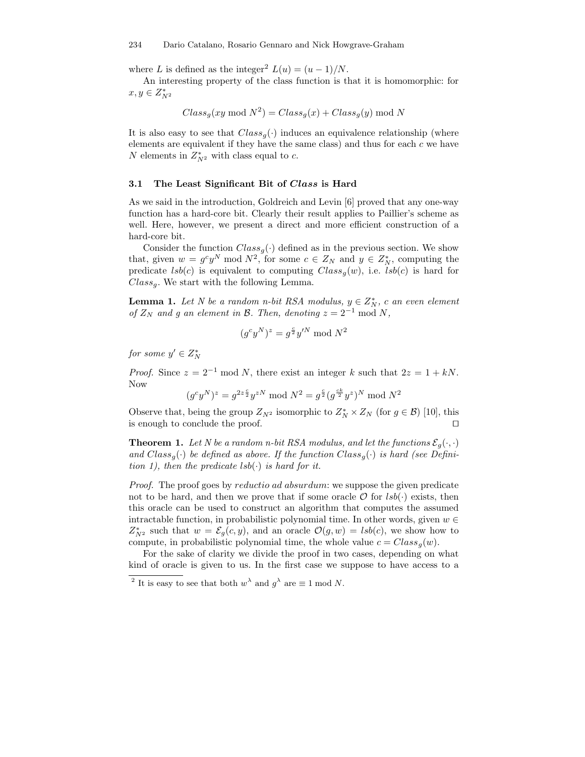where $L$ is defined as the integer[2] $L(u) = (u-1)/N$.

An interesting property of the class function is that it is homomorphic: for $x, y \in Z^*_{N^2}$

$$Class_g(xy \bmod N^2) = Class_g(x) + Class_g(y) \bmod N$$

It is also easy to see that $Class_g(\cdot)$ induces an equivalence relationship (where elements are equivalent if they have the same class) and thus for each $c$ we have $N$ elements in $Z^*_{N^2}$ with class equal to $c$.

### 3.1 The Least Significant Bit of *Class* is Hard

As we said in the introduction, Goldreich and Levin [6] proved that any one-way function has a hard-core bit. Clearly their result applies to Paillier's scheme as well. Here, however, we present a direct and more efficient construction of a hard-core bit.

Consider the function $Class_g(\cdot)$ defined as in the previous section. We show that, given $w = g^c y^N \bmod N^2$, for some $c \in Z_N$ and $y \in Z^*_N$, computing the predicate $lsb(c)$ is equivalent to computing $Class_g(w)$, i.e. $lsb(c)$ is hard for $Class_g$. We start with the following Lemma.

**Lemma 1.** *Let $N$ be a random $n$-bit RSA modulus, $y \in Z^*_N$, $c$ an even element of $Z_N$ and $g$ an element in $\mathcal{B}$. Then, denoting $z = 2^{-1} \bmod N$,*

$$(g^c y^N)^z = g^{\frac{c}{2}} y'^N \bmod N^2$$

*for some $y' \in Z^*_N$*

*Proof.* Since $z = 2^{-1} \bmod N$, there exist an integer $k$ such that $2z = 1 + kN$. Now

$$(g^c y^N)^z = g^{2z\frac{c}{2}} y^{zN} \bmod N^2 = g^{\frac{c}{2}} (g^{\frac{ck}{2}} y^z)^N \bmod N^2$$

Observe that, being the group $Z_{N^2}$ isomorphic to $Z^*_N \times Z_N$ (for $g \in \mathcal{B}$) [10], this is enough to conclude the proof. □

**Theorem 1.** *Let $N$ be a random $n$-bit RSA modulus, and let the functions $\mathcal{E}_g(\cdot,\cdot)$ and $Class_g(\cdot)$ be defined as above. If the function $Class_g(\cdot)$ is hard (see Definition 1), then the predicate $lsb(\cdot)$ is hard for it.*

*Proof.* The proof goes by *reductio ad absurdum*: we suppose the given predicate not to be hard, and then we prove that if some oracle $\mathcal{O}$ for $lsb(\cdot)$ exists, then this oracle can be used to construct an algorithm that computes the assumed intractable function, in probabilistic polynomial time. In other words, given $w \in Z^*_{N^2}$ such that $w = \mathcal{E}_g(c, y)$, and an oracle $\mathcal{O}(g, w) = lsb(c)$, we show how to compute, in probabilistic polynomial time, the whole value $c = Class_g(w)$.

For the sake of clarity we divide the proof in two cases, depending on what kind of oracle is given to us. In the first case we suppose to have access to a

[2] It is easy to see that both $w^\lambda$ and $g^\lambda$ are $\equiv 1 \bmod N$.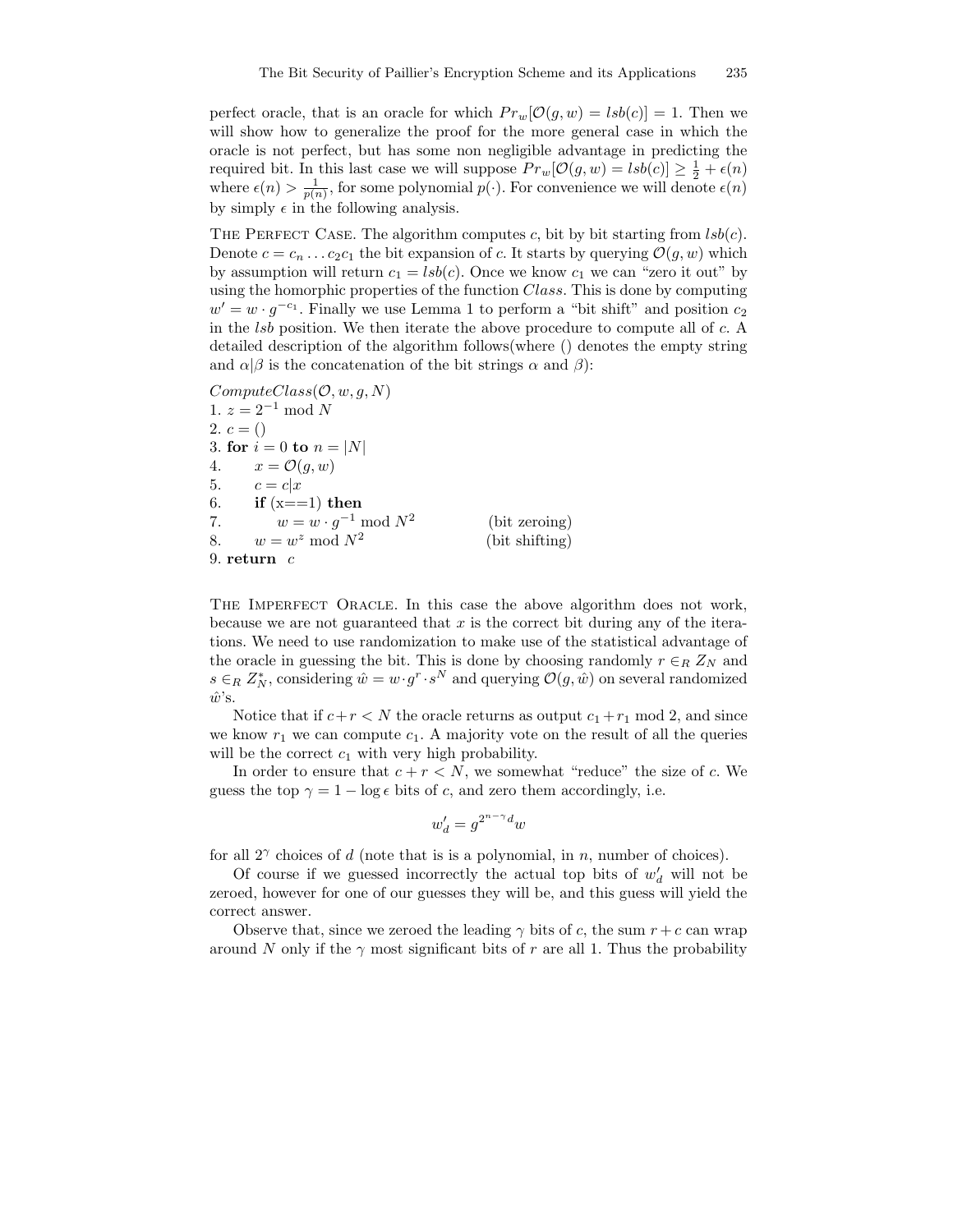perfect oracle, that is an oracle for which $Pr_w[\mathcal{O}(g, w) = lsb(c)] = 1$. Then we will show how to generalize the proof for the more general case in which the oracle is not perfect, but has some non negligible advantage in predicting the required bit. In this last case we will suppose $Pr_w[\mathcal{O}(g, w) = lsb(c)] \geq \frac{1}{2} + \epsilon(n)$ where $\epsilon(n) > \frac{1}{p(n)}$, for some polynomial $p(\cdot)$. For convenience we will denote $\epsilon(n)$ by simply $\epsilon$ in the following analysis.

**The Perfect Case.** The algorithm computes $c$, bit by bit starting from $lsb(c)$. Denote $c = c_n \ldots c_2 c_1$ the bit expansion of $c$. It starts by querying $\mathcal{O}(g, w)$ which by assumption will return $c_1 = lsb(c)$. Once we know $c_1$ we can "zero it out" by using the homorphic properties of the function *Class*. This is done by computing $w' = w \cdot g^{-c_1}$. Finally we use Lemma 1 to perform a "bit shift" and position $c_2$ in the *lsb* position. We then iterate the above procedure to compute all of $c$. A detailed description of the algorithm follows(where () denotes the empty string and $\alpha|\beta$ is the concatenation of the bit strings $\alpha$ and $\beta$):

$ComputeClass(\mathcal{O}, w, g, N)$
1. $z = 2^{-1} \bmod N$
2. $c = ()$
3. **for** $i = 0$ **to** $n = |N|$
4. $\quad x = \mathcal{O}(g, w)$
5. $\quad c = c|x$
6. $\quad$**if** (x==1) **then**
7. $\quad\quad w = w \cdot g^{-1} \bmod N^2$ (bit zeroing)
8. $\quad w = w^z \bmod N^2$ (bit shifting)
9. **return** $c$

**The Imperfect Oracle.** In this case the above algorithm does not work, because we are not guaranteed that $x$ is the correct bit during any of the iterations. We need to use randomization to make use of the statistical advantage of the oracle in guessing the bit. This is done by choosing randomly $r \in_R Z_N$ and $s \in_R Z_N^*$, considering $\hat{w} = w \cdot g^r \cdot s^N$ and querying $\mathcal{O}(g, \hat{w})$ on several randomized $\hat{w}$'s.

Notice that if $c + r < N$ the oracle returns as output $c_1 + r_1 \bmod 2$, and since we know $r_1$ we can compute $c_1$. A majority vote on the result of all the queries will be the correct $c_1$ with very high probability.

In order to ensure that $c + r < N$, we somewhat "reduce" the size of $c$. We guess the top $\gamma = 1 - \log \epsilon$ bits of $c$, and zero them accordingly, i.e.

$$w'_d = g^{2^{n-\gamma} d} w$$

for all $2^\gamma$ choices of $d$ (note that is is a polynomial, in $n$, number of choices).

Of course if we guessed incorrectly the actual top bits of $w'_d$ will not be zeroed, however for one of our guesses they will be, and this guess will yield the correct answer.

Observe that, since we zeroed the leading $\gamma$ bits of $c$, the sum $r + c$ can wrap around $N$ only if the $\gamma$ most significant bits of $r$ are all 1. Thus the probability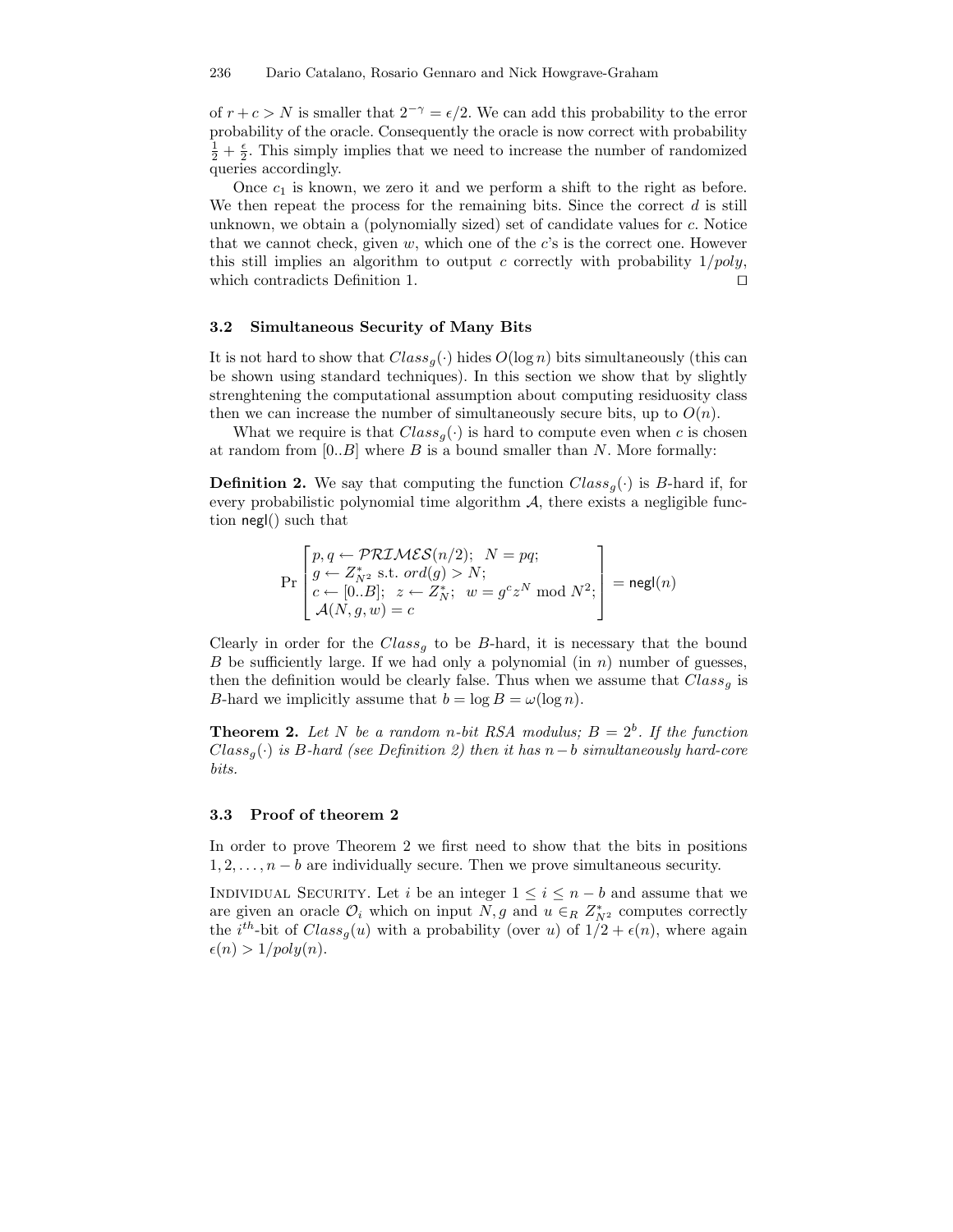of $r + c > N$ is smaller that $2^{-\gamma} = \epsilon/2$. We can add this probability to the error probability of the oracle. Consequently the oracle is now correct with probability $\frac{1}{2} + \frac{\epsilon}{2}$. This simply implies that we need to increase the number of randomized queries accordingly.

Once $c_1$ is known, we zero it and we perform a shift to the right as before. We then repeat the process for the remaining bits. Since the correct $d$ is still unknown, we obtain a (polynomially sized) set of candidate values for $c$. Notice that we cannot check, given $w$, which one of the $c$'s is the correct one. However this still implies an algorithm to output $c$ correctly with probability $1/poly$, which contradicts Definition 1. □

### 3.2 Simultaneous Security of Many Bits

It is not hard to show that $Class_g(\cdot)$ hides $O(\log n)$ bits simultaneously (this can be shown using standard techniques). In this section we show that by slightly strenghtening the computational assumption about computing residuosity class then we can increase the number of simultaneously secure bits, up to $O(n)$.

What we require is that $Class_g(\cdot)$ is hard to compute even when $c$ is chosen at random from $[0..B]$ where $B$ is a bound smaller than $N$. More formally:

**Definition 2.** We say that computing the function $Class_g(\cdot)$ is $B$-hard if, for every probabilistic polynomial time algorithm $\mathcal{A}$, there exists a negligible function $\mathsf{negl}()$ such that

$$\Pr\left[\begin{array}{l} p, q \leftarrow \mathcal{PRIMES}(n/2); \;\; N = pq; \\ g \leftarrow Z^*_{N^2} \text{ s.t. } ord(g) > N; \\ c \leftarrow [0..B]; \;\; z \leftarrow Z^*_N; \;\; w = g^c z^N \bmod N^2; \\ \mathcal{A}(N, g, w) = c \end{array}\right] = \mathsf{negl}(n)$$

Clearly in order for the $Class_g$ to be $B$-hard, it is necessary that the bound $B$ be sufficiently large. If we had only a polynomial (in $n$) number of guesses, then the definition would be clearly false. Thus when we assume that $Class_g$ is $B$-hard we implicitly assume that $b = \log B = \omega(\log n)$.

**Theorem 2.** *Let $N$ be a random $n$-bit RSA modulus; $B = 2^b$. If the function $Class_g(\cdot)$ is $B$-hard (see Definition 2) then it has $n - b$ simultaneously hard-core bits.*

### 3.3 Proof of theorem 2

In order to prove Theorem 2 we first need to show that the bits in positions $1, 2, \ldots, n - b$ are individually secure. Then we prove simultaneous security.

Individual Security. Let $i$ be an integer $1 \leq i \leq n - b$ and assume that we are given an oracle $\mathcal{O}_i$ which on input $N, g$ and $u \in_R Z^*_{N^2}$ computes correctly the $i^{th}$-bit of $Class_g(u)$ with a probability (over $u$) of $1/2 + \epsilon(n)$, where again $\epsilon(n) > 1/poly(n)$.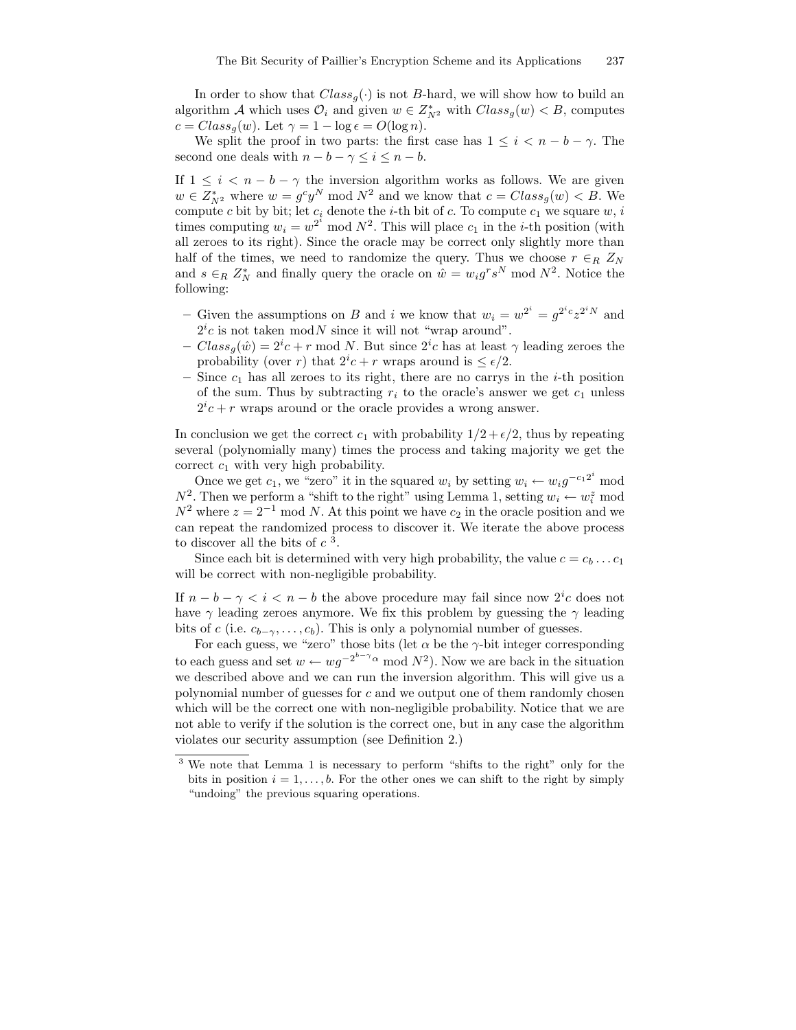In order to show that $Class_g(\cdot)$ is not $B$-hard, we will show how to build an algorithm $\mathcal{A}$ which uses $\mathcal{O}_i$ and given $w \in Z^*_{N^2}$ with $Class_g(w) < B$, computes $c = Class_g(w)$. Let $\gamma = 1 - \log \epsilon = O(\log n)$.

We split the proof in two parts: the first case has $1 \leq i < n - b - \gamma$. The second one deals with $n - b - \gamma \leq i \leq n - b$.

If $1 \leq i < n - b - \gamma$ the inversion algorithm works as follows. We are given $w \in Z^*_{N^2}$ where $w = g^c y^N \bmod N^2$ and we know that $c = Class_g(w) < B$. We compute $c$ bit by bit; let $c_i$ denote the $i$-th bit of $c$. To compute $c_1$ we square $w$, $i$ times computing $w_i = w^{2^i} \bmod N^2$. This will place $c_1$ in the $i$-th position (with all zeroes to its right). Since the oracle may be correct only slightly more than half of the times, we need to randomize the query. Thus we choose $r \in_R Z_N$ and $s \in_R Z^*_N$ and finally query the oracle on $\hat{w} = w_i g^r s^N \bmod N^2$. Notice the following:

- Given the assumptions on $B$ and $i$ we know that $w_i = w^{2^i} = g^{2^i c} z^{2^i N}$ and $2^i c$ is not taken $\bmod N$ since it will not "wrap around".
- $Class_g(\hat{w}) = 2^i c + r \bmod N$. But since $2^i c$ has at least $\gamma$ leading zeroes the probability (over $r$) that $2^i c + r$ wraps around is $\leq \epsilon/2$.
- Since $c_1$ has all zeroes to its right, there are no carrys in the $i$-th position of the sum. Thus by subtracting $r_i$ to the oracle's answer we get $c_1$ unless $2^i c + r$ wraps around or the oracle provides a wrong answer.

In conclusion we get the correct $c_1$ with probability $1/2 + \epsilon/2$, thus by repeating several (polynomially many) times the process and taking majority we get the correct $c_1$ with very high probability.

Once we get $c_1$, we "zero" it in the squared $w_i$ by setting $w_i \leftarrow w_i g^{-c_1 2^i} \bmod N^2$. Then we perform a "shift to the right" using Lemma 1, setting $w_i \leftarrow w_i^z \bmod N^2$ where $z = 2^{-1} \bmod N$. At this point we have $c_2$ in the oracle position and we can repeat the randomized process to discover it. We iterate the above process to discover all the bits of $c$ [3].

Since each bit is determined with very high probability, the value $c = c_b \ldots c_1$ will be correct with non-negligible probability.

If $n - b - \gamma < i < n - b$ the above procedure may fail since now $2^i c$ does not have $\gamma$ leading zeroes anymore. We fix this problem by guessing the $\gamma$ leading bits of $c$ (i.e. $c_{b-\gamma}, \ldots, c_b$). This is only a polynomial number of guesses.

For each guess, we "zero" those bits (let $\alpha$ be the $\gamma$-bit integer corresponding to each guess and set $w \leftarrow w g^{-2^{b-\gamma}\alpha} \bmod N^2$). Now we are back in the situation we described above and we can run the inversion algorithm. This will give us a polynomial number of guesses for $c$ and we output one of them randomly chosen which will be the correct one with non-negligible probability. Notice that we are not able to verify if the solution is the correct one, but in any case the algorithm violates our security assumption (see Definition 2.)

[3] We note that Lemma 1 is necessary to perform "shifts to the right" only for the bits in position $i = 1, \ldots, b$. For the other ones we can shift to the right by simply "undoing" the previous squaring operations.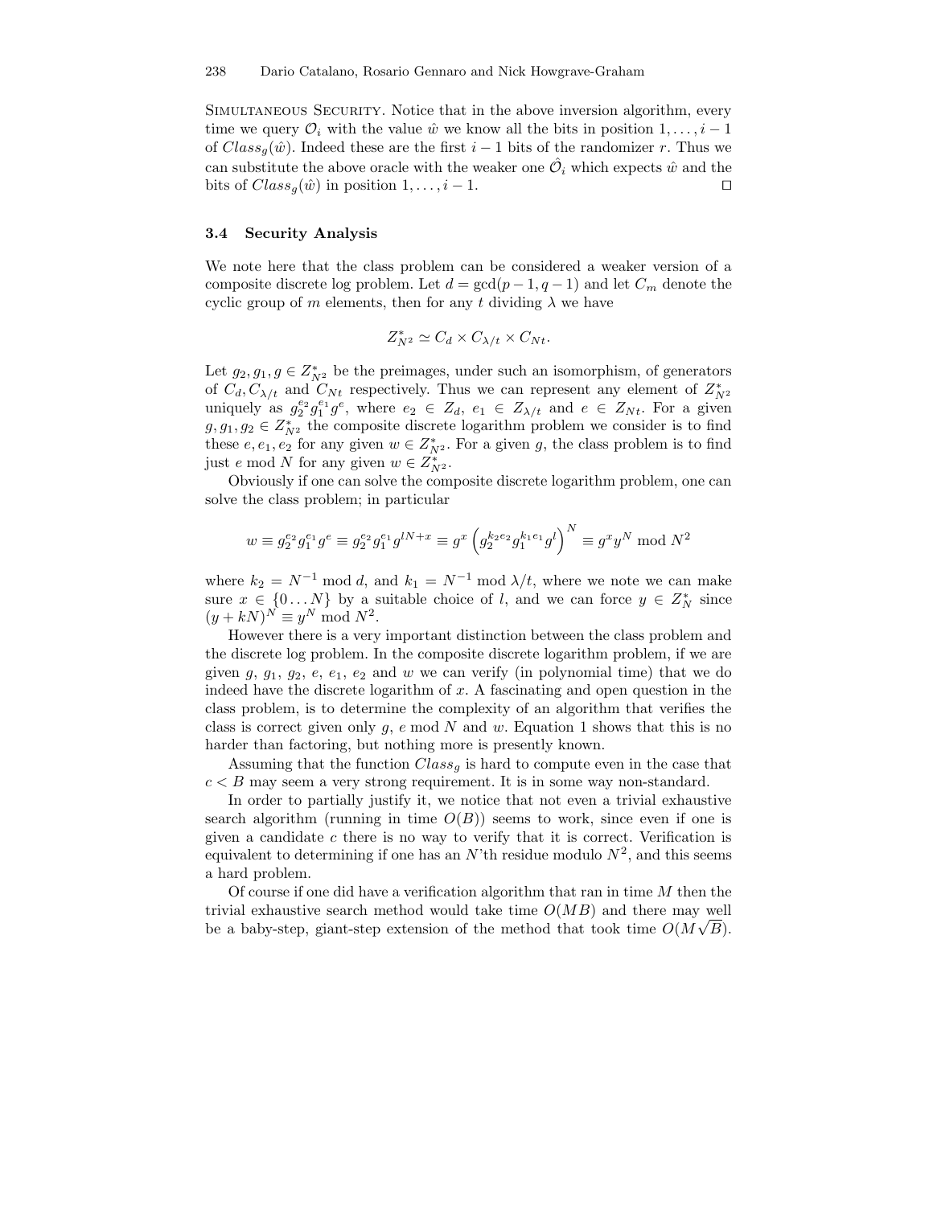Simultaneous Security. Notice that in the above inversion algorithm, every time we query $\mathcal{O}_i$ with the value $\hat{w}$ we know all the bits in position $1, \ldots, i-1$ of $Class_g(\hat{w})$. Indeed these are the first $i-1$ bits of the randomizer $r$. Thus we can substitute the above oracle with the weaker one $\hat{\mathcal{O}}_i$ which expects $\hat{w}$ and the bits of $Class_g(\hat{w})$ in position $1, \ldots, i-1$. □

### 3.4 Security Analysis

We note here that the class problem can be considered a weaker version of a composite discrete log problem. Let $d = \gcd(p-1, q-1)$ and let $C_m$ denote the cyclic group of $m$ elements, then for any $t$ dividing $\lambda$ we have

$$Z_{N^2}^* \simeq C_d \times C_{\lambda/t} \times C_{Nt}.$$

Let $g_2, g_1, g \in Z_{N^2}^*$ be the preimages, under such an isomorphism, of generators of $C_d, C_{\lambda/t}$ and $C_{Nt}$ respectively. Thus we can represent any element of $Z_{N^2}^*$ uniquely as $g_2^{e_2} g_1^{e_1} g^e$, where $e_2 \in Z_d$, $e_1 \in Z_{\lambda/t}$ and $e \in Z_{Nt}$. For a given $g, g_1, g_2 \in Z_{N^2}^*$ the composite discrete logarithm problem we consider is to find these $e, e_1, e_2$ for any given $w \in Z_{N^2}^*$. For a given $g$, the class problem is to find just $e \bmod N$ for any given $w \in Z_{N^2}^*$.

Obviously if one can solve the composite discrete logarithm problem, one can solve the class problem; in particular

$$w \equiv g_2^{e_2} g_1^{e_1} g^e \equiv g_2^{e_2} g_1^{e_1} g^{lN+x} \equiv g^x \left( g_2^{k_2 e_2} g_1^{k_1 e_1} g^l \right)^N \equiv g^x y^N \bmod N^2$$

where $k_2 = N^{-1} \bmod d$, and $k_1 = N^{-1} \bmod \lambda/t$, where we note we can make sure $x \in \{0 \ldots N\}$ by a suitable choice of $l$, and we can force $y \in Z_N^*$ since $(y + kN)^N \equiv y^N \bmod N^2$.

However there is a very important distinction between the class problem and the discrete log problem. In the composite discrete logarithm problem, if we are given $g$, $g_1$, $g_2$, $e$, $e_1$, $e_2$ and $w$ we can verify (in polynomial time) that we do indeed have the discrete logarithm of $x$. A fascinating and open question in the class problem, is to determine the complexity of an algorithm that verifies the class is correct given only $g$, $e \bmod N$ and $w$. Equation 1 shows that this is no harder than factoring, but nothing more is presently known.

Assuming that the function $Class_g$ is hard to compute even in the case that $c < B$ may seem a very strong requirement. It is in some way non-standard.

In order to partially justify it, we notice that not even a trivial exhaustive search algorithm (running in time $O(B)$) seems to work, since even if one is given a candidate $c$ there is no way to verify that it is correct. Verification is equivalent to determining if one has an $N$'th residue modulo $N^2$, and this seems a hard problem.

Of course if one did have a verification algorithm that ran in time $M$ then the trivial exhaustive search method would take time $O(MB)$ and there may well be a baby-step, giant-step extension of the method that took time $O(M\sqrt{B})$.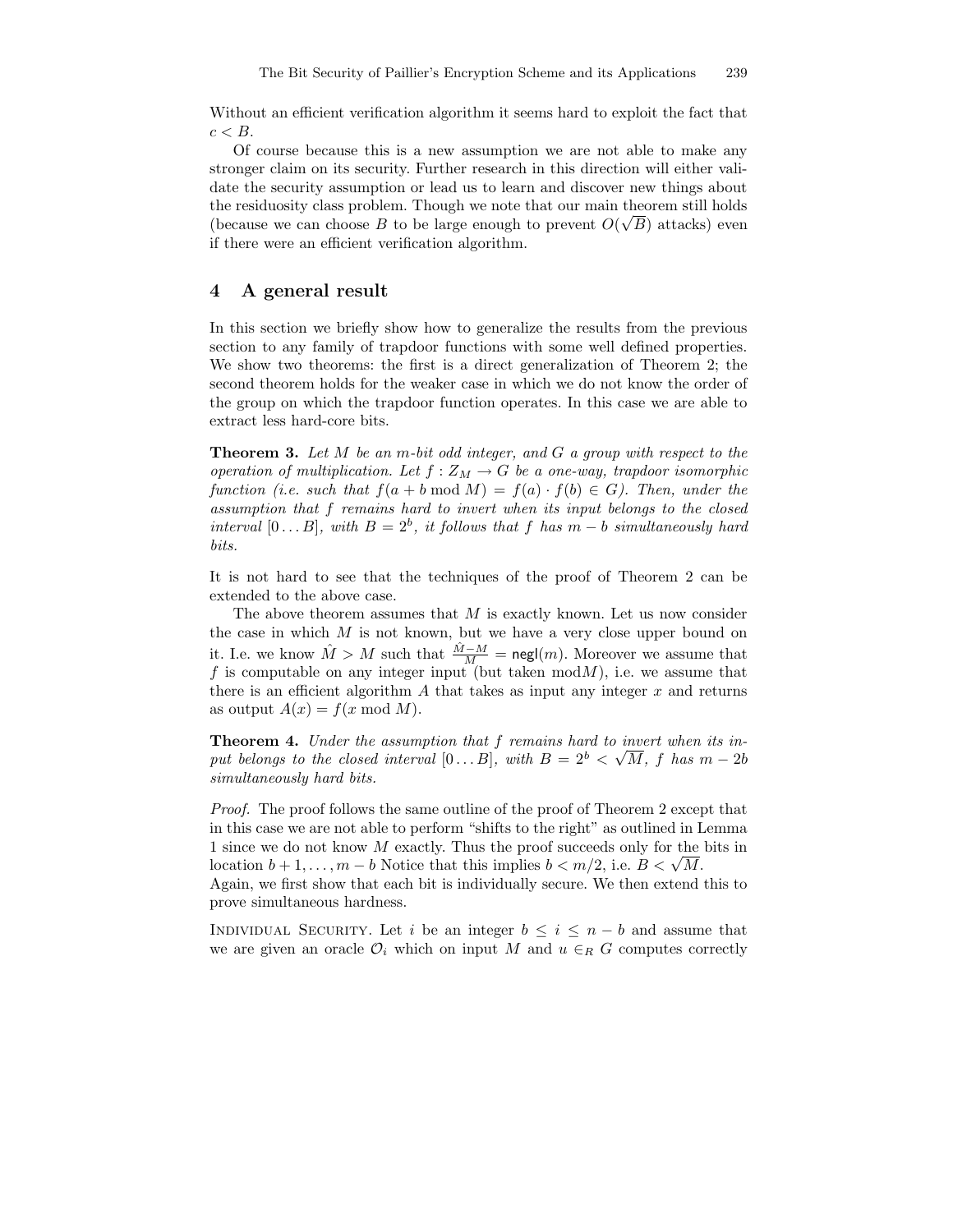Without an efficient verification algorithm it seems hard to exploit the fact that $c < B$.

Of course because this is a new assumption we are not able to make any stronger claim on its security. Further research in this direction will either validate the security assumption or lead us to learn and discover new things about the residuosity class problem. Though we note that our main theorem still holds (because we can choose $B$ to be large enough to prevent $O(\sqrt{B})$ attacks) even if there were an efficient verification algorithm.

## 4 A general result

In this section we briefly show how to generalize the results from the previous section to any family of trapdoor functions with some well defined properties. We show two theorems: the first is a direct generalization of Theorem 2; the second theorem holds for the weaker case in which we do not know the order of the group on which the trapdoor function operates. In this case we are able to extract less hard-core bits.

**Theorem 3.** *Let $M$ be an $m$-bit odd integer, and $G$ a group with respect to the operation of multiplication. Let $f : Z_M \rightarrow G$ be a one-way, trapdoor isomorphic function (i.e. such that $f(a + b \bmod M) = f(a) \cdot f(b) \in G$). Then, under the assumption that $f$ remains hard to invert when its input belongs to the closed interval $[0 \ldots B]$, with $B = 2^b$, it follows that $f$ has $m - b$ simultaneously hard bits.*

It is not hard to see that the techniques of the proof of Theorem 2 can be extended to the above case.

The above theorem assumes that $M$ is exactly known. Let us now consider the case in which $M$ is not known, but we have a very close upper bound on it. I.e. we know $\hat{M} > M$ such that $\frac{\hat{M}-M}{M} = \mathsf{negl}(m)$. Moreover we assume that $f$ is computable on any integer input (but taken $\bmod M$), i.e. we assume that there is an efficient algorithm $A$ that takes as input any integer $x$ and returns as output $A(x) = f(x \bmod M)$.

**Theorem 4.** *Under the assumption that $f$ remains hard to invert when its input belongs to the closed interval $[0 \ldots B]$, with $B = 2^b < \sqrt{M}$, $f$ has $m - 2b$ simultaneously hard bits.*

*Proof.* The proof follows the same outline of the proof of Theorem 2 except that in this case we are not able to perform "shifts to the right" as outlined in Lemma 1 since we do not know $M$ exactly. Thus the proof succeeds only for the bits in location $b + 1, \ldots, m - b$ Notice that this implies $b < m/2$, i.e. $B < \sqrt{M}$.
Again, we first show that each bit is individually secure. We then extend this to prove simultaneous hardness.

Individual Security. Let $i$ be an integer $b \leq i \leq n - b$ and assume that we are given an oracle $\mathcal{O}_i$ which on input $M$ and $u \in_R G$ computes correctly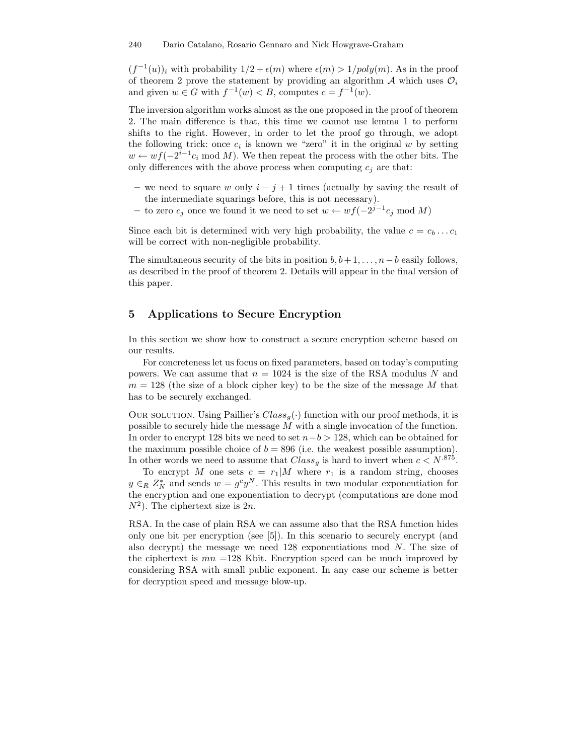$(f^{-1}(u))_i$ with probability $1/2 + \epsilon(m)$ where $\epsilon(m) > 1/poly(m)$. As in the proof of theorem 2 prove the statement by providing an algorithm $\mathcal{A}$ which uses $\mathcal{O}_i$ and given $w \in G$ with $f^{-1}(w) < B$, computes $c = f^{-1}(w)$.

The inversion algorithm works almost as the one proposed in the proof of theorem 2. The main difference is that, this time we cannot use lemma 1 to perform shifts to the right. However, in order to let the proof go through, we adopt the following trick: once $c_i$ is known we "zero" it in the original $w$ by setting $w \leftarrow wf(-2^{i-1}c_i \bmod M)$. We then repeat the process with the other bits. The only differences with the above process when computing $c_j$ are that:

- we need to square $w$ only $i - j + 1$ times (actually by saving the result of the intermediate squarings before, this is not necessary).
- to zero $c_j$ once we found it we need to set $w \leftarrow wf(-2^{j-1}c_j \bmod M)$

Since each bit is determined with very high probability, the value $c = c_b \dots c_1$ will be correct with non-negligible probability.

The simultaneous security of the bits in position $b, b+1, \dots, n-b$ easily follows, as described in the proof of theorem 2. Details will appear in the final version of this paper.

## 5 Applications to Secure Encryption

In this section we show how to construct a secure encryption scheme based on our results.

For concreteness let us focus on fixed parameters, based on today's computing powers. We can assume that $n = 1024$ is the size of the RSA modulus $N$ and $m = 128$ (the size of a block cipher key) to be the size of the message $M$ that has to be securely exchanged.

Our solution. Using Paillier's $Class_g(\cdot)$ function with our proof methods, it is possible to securely hide the message $M$ with a single invocation of the function. In order to encrypt 128 bits we need to set $n - b > 128$, which can be obtained for the maximum possible choice of $b = 896$ (i.e. the weakest possible assumption). In other words we need to assume that $Class_g$ is hard to invert when $c < N^{.875}$.

To encrypt $M$ one sets $c = r_1|M$ where $r_1$ is a random string, chooses $y \in_R Z_N^*$ and sends $w = g^c y^N$. This results in two modular exponentiation for the encryption and one exponentiation to decrypt (computations are done mod $N^2$). The ciphertext size is $2n$.

RSA. In the case of plain RSA we can assume also that the RSA function hides only one bit per encryption (see [5]). In this scenario to securely encrypt (and also decrypt) the message we need 128 exponentiations mod $N$. The size of the ciphertext is $mn$ =128 Kbit. Encryption speed can be much improved by considering RSA with small public exponent. In any case our scheme is better for decryption speed and message blow-up.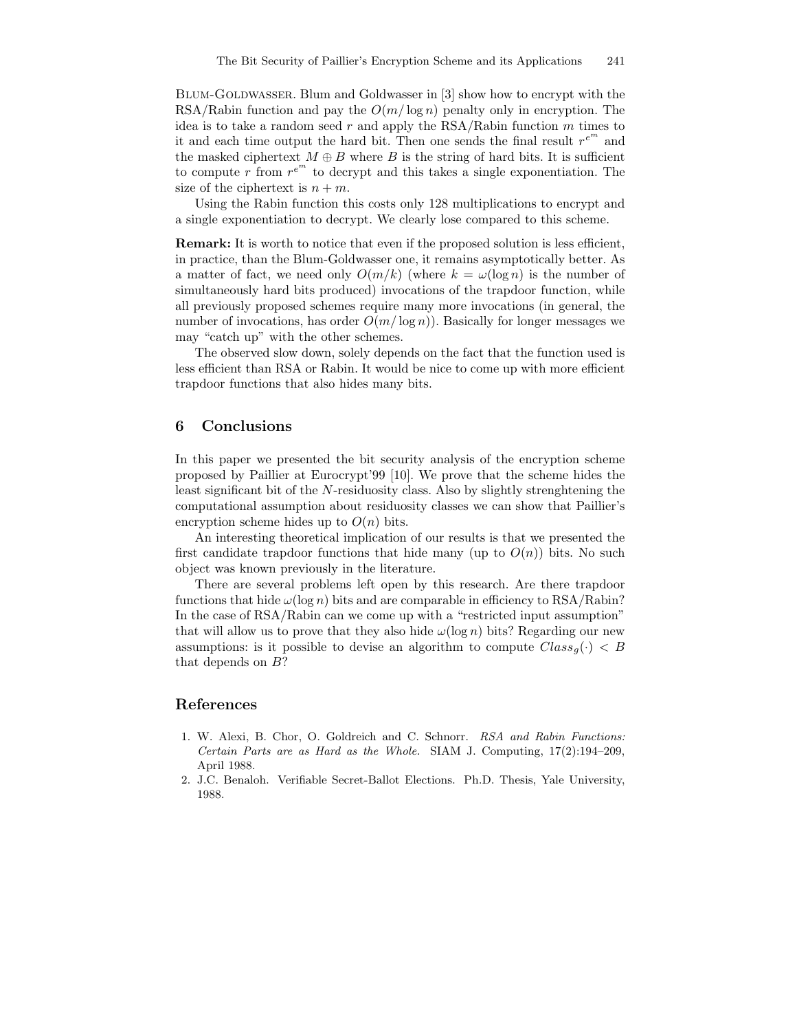Blum-Goldwasser. Blum and Goldwasser in [3] show how to encrypt with the RSA/Rabin function and pay the $O(m/\log n)$ penalty only in encryption. The idea is to take a random seed $r$ and apply the RSA/Rabin function $m$ times to it and each time output the hard bit. Then one sends the final result $r^{e^m}$ and the masked ciphertext $M \oplus B$ where $B$ is the string of hard bits. It is sufficient to compute $r$ from $r^{e^m}$ to decrypt and this takes a single exponentiation. The size of the ciphertext is $n + m$.

Using the Rabin function this costs only 128 multiplications to encrypt and a single exponentiation to decrypt. We clearly lose compared to this scheme.

**Remark:** It is worth to notice that even if the proposed solution is less efficient, in practice, than the Blum-Goldwasser one, it remains asymptotically better. As a matter of fact, we need only $O(m/k)$ (where $k = \omega(\log n)$ is the number of simultaneously hard bits produced) invocations of the trapdoor function, while all previously proposed schemes require many more invocations (in general, the number of invocations, has order $O(m/\log n)$). Basically for longer messages we may "catch up" with the other schemes.

The observed slow down, solely depends on the fact that the function used is less efficient than RSA or Rabin. It would be nice to come up with more efficient trapdoor functions that also hides many bits.

## 6 Conclusions

In this paper we presented the bit security analysis of the encryption scheme proposed by Paillier at Eurocrypt'99 [10]. We prove that the scheme hides the least significant bit of the $N$-residuosity class. Also by slightly strenghtening the computational assumption about residuosity classes we can show that Paillier's encryption scheme hides up to $O(n)$ bits.

An interesting theoretical implication of our results is that we presented the first candidate trapdoor functions that hide many (up to $O(n)$) bits. No such object was known previously in the literature.

There are several problems left open by this research. Are there trapdoor functions that hide $\omega(\log n)$ bits and are comparable in efficiency to RSA/Rabin? In the case of RSA/Rabin can we come up with a "restricted input assumption" that will allow us to prove that they also hide $\omega(\log n)$ bits? Regarding our new assumptions: is it possible to devise an algorithm to compute $Class_g(\cdot) < B$ that depends on $B$?

## References

1. W. Alexi, B. Chor, O. Goldreich and C. Schnorr. *RSA and Rabin Functions: Certain Parts are as Hard as the Whole.* SIAM J. Computing, 17(2):194–209, April 1988.
2. J.C. Benaloh. Verifiable Secret-Ballot Elections. Ph.D. Thesis, Yale University, 1988.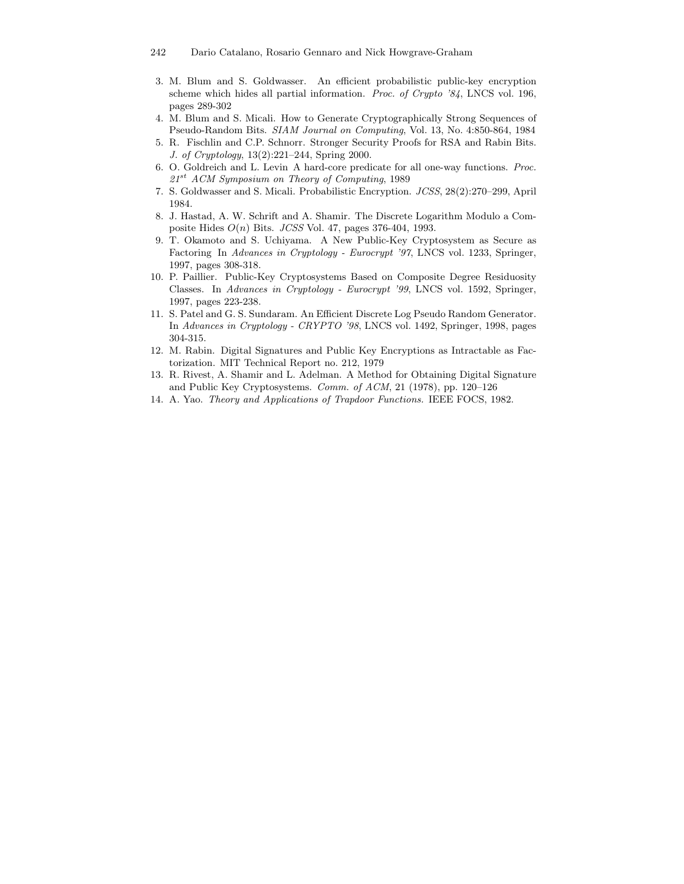3. M. Blum and S. Goldwasser. An efficient probabilistic public-key encryption scheme which hides all partial information. *Proc. of Crypto '84*, LNCS vol. 196, pages 289-302
4. M. Blum and S. Micali. How to Generate Cryptographically Strong Sequences of Pseudo-Random Bits. *SIAM Journal on Computing*, Vol. 13, No. 4:850-864, 1984
5. R. Fischlin and C.P. Schnorr. Stronger Security Proofs for RSA and Rabin Bits. *J. of Cryptology*, 13(2):221–244, Spring 2000.
6. O. Goldreich and L. Levin A hard-core predicate for all one-way functions. *Proc. $21^{st}$ ACM Symposium on Theory of Computing*, 1989
7. S. Goldwasser and S. Micali. Probabilistic Encryption. *JCSS*, 28(2):270–299, April 1984.
8. J. Hastad, A. W. Schrift and A. Shamir. The Discrete Logarithm Modulo a Composite Hides $O(n)$ Bits. *JCSS* Vol. 47, pages 376-404, 1993.
9. T. Okamoto and S. Uchiyama. A New Public-Key Cryptosystem as Secure as Factoring In *Advances in Cryptology - Eurocrypt '97*, LNCS vol. 1233, Springer, 1997, pages 308-318.
10. P. Paillier. Public-Key Cryptosystems Based on Composite Degree Residuosity Classes. In *Advances in Cryptology - Eurocrypt '99*, LNCS vol. 1592, Springer, 1997, pages 223-238.
11. S. Patel and G. S. Sundaram. An Efficient Discrete Log Pseudo Random Generator. In *Advances in Cryptology - CRYPTO '98*, LNCS vol. 1492, Springer, 1998, pages 304-315.
12. M. Rabin. Digital Signatures and Public Key Encryptions as Intractable as Factorization. MIT Technical Report no. 212, 1979
13. R. Rivest, A. Shamir and L. Adelman. A Method for Obtaining Digital Signature and Public Key Cryptosystems. *Comm. of ACM*, 21 (1978), pp. 120–126
14. A. Yao. *Theory and Applications of Trapdoor Functions.* IEEE FOCS, 1982.